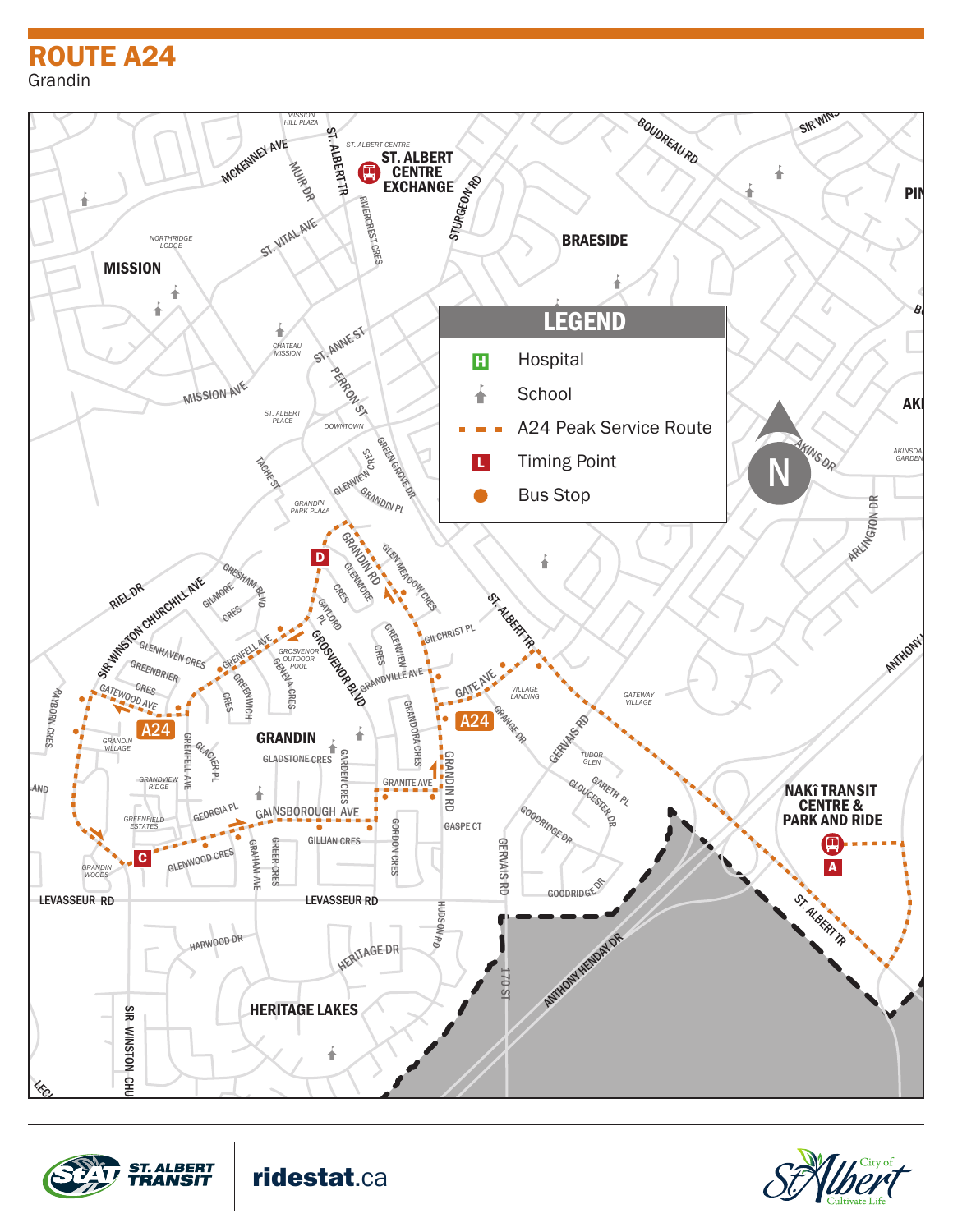# ROUTE A24

Grandin

## LEGEND

- Hospital
- School
- A24 Peak Service Route
- Timing Point
- Bus Stop

ST. ALBERT CENTRE EXCHANGE

NAKÎ TRANSIT CENTRE & PARK AND RIDE

ST. ALBERT TRANSIT

ridestat.ca

City of St. Albert — Cultivate Life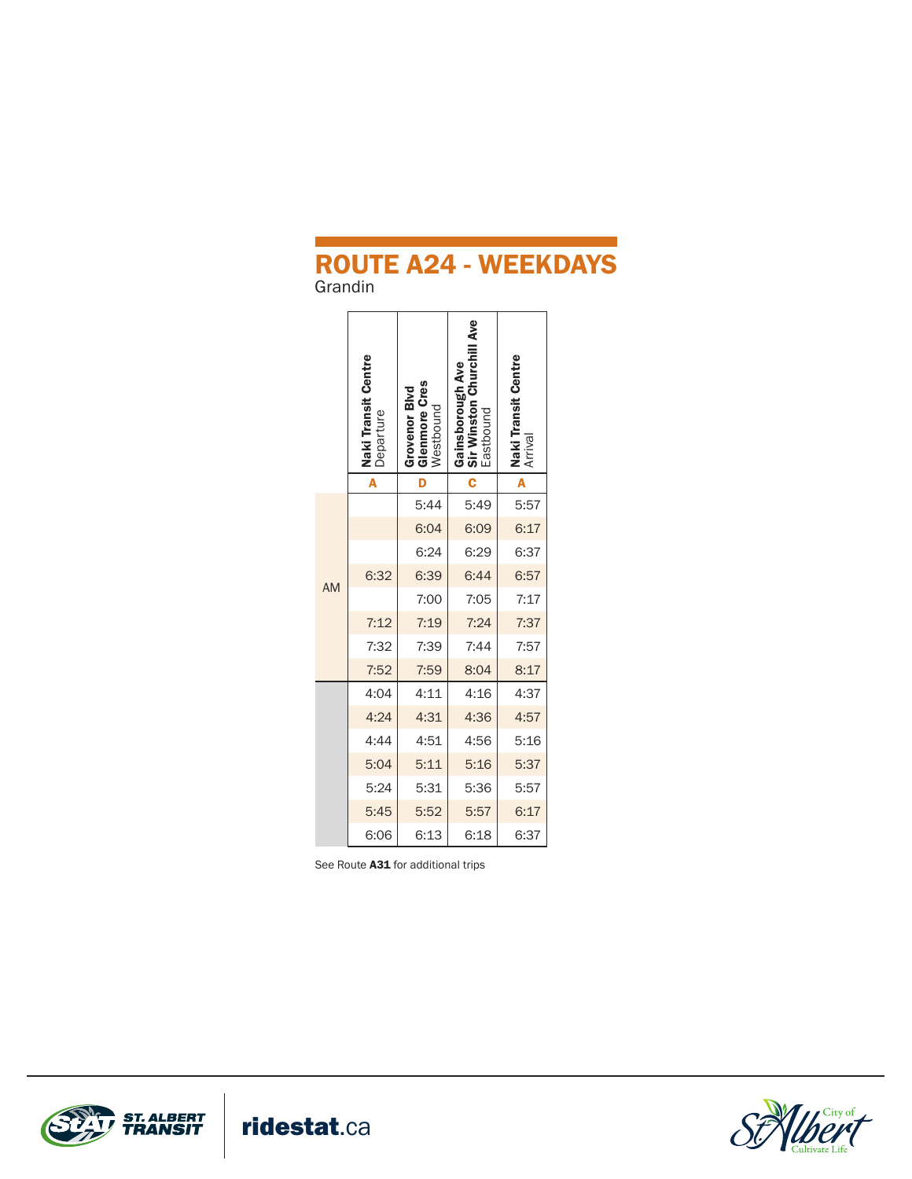# ROUTE A24 - WEEKDAYS

Grandin

| | Naki Transit Centre Departure | Grovenor Blvd Glenmore Cres Westbound | Gainsborough Ave Sir Winston Churchill Ave Eastbound | Naki Transit Centre Arrival |
|---|---|---|---|---|
| | A | D | C | A |
| AM | | 5:44 | 5:49 | 5:57 |
| AM | | 6:04 | 6:09 | 6:17 |
| AM | | 6:24 | 6:29 | 6:37 |
| AM | 6:32 | 6:39 | 6:44 | 6:57 |
| AM | | 7:00 | 7:05 | 7:17 |
| AM | 7:12 | 7:19 | 7:24 | 7:37 |
| AM | 7:32 | 7:39 | 7:44 | 7:57 |
| AM | 7:52 | 7:59 | 8:04 | 8:17 |
| | 4:04 | 4:11 | 4:16 | 4:37 |
| | 4:24 | 4:31 | 4:36 | 4:57 |
| | 4:44 | 4:51 | 4:56 | 5:16 |
| | 5:04 | 5:11 | 5:16 | 5:37 |
| | 5:24 | 5:31 | 5:36 | 5:57 |
| | 5:45 | 5:52 | 5:57 | 6:17 |
| | 6:06 | 6:13 | 6:18 | 6:37 |

See Route **A31** for additional trips

ST. ALBERT TRANSIT

ridestat.ca

City of St. Albert — Cultivate Life